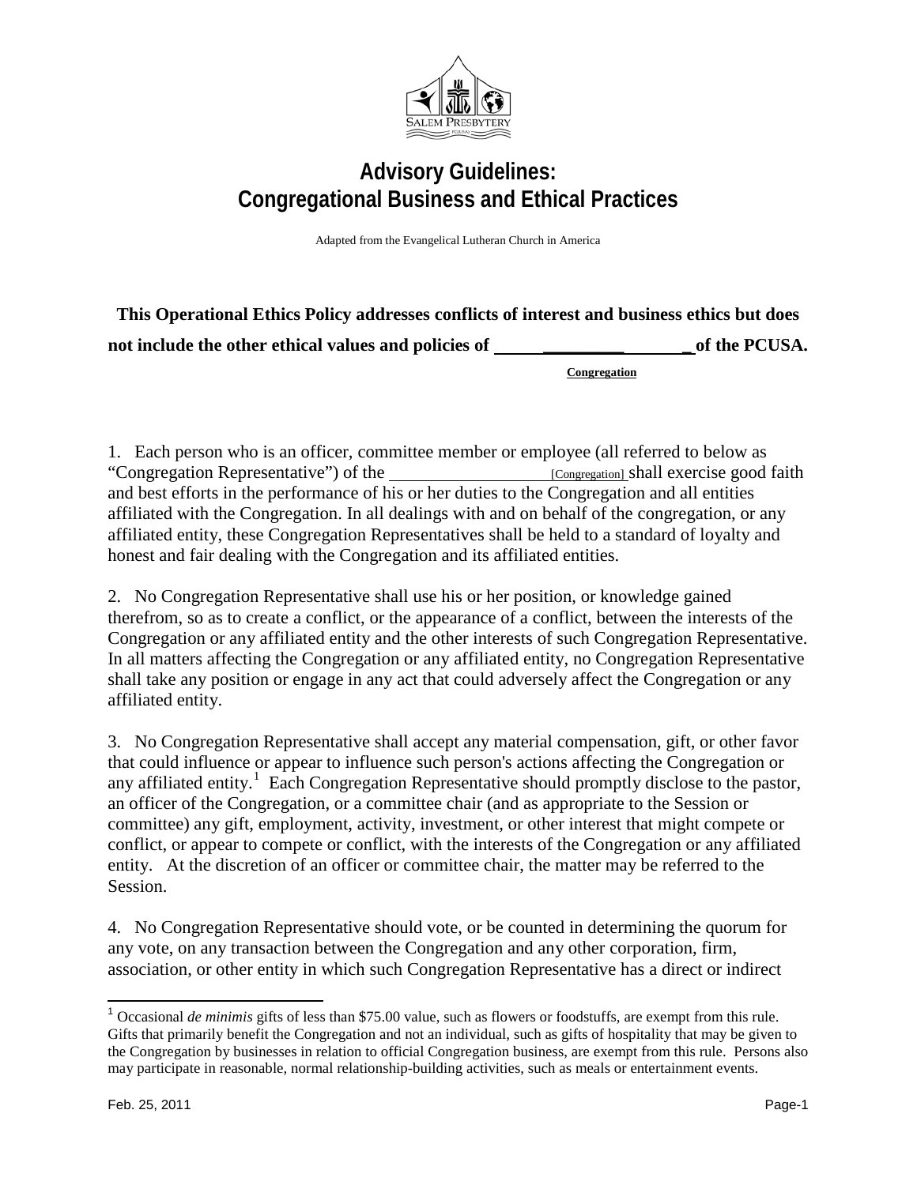# Advisory Guidelines: Congregational Business and Ethical Practices

Adapted from the Evangelical Lutheran Church in America

**This Operational Ethics Policy addresses conflicts of interest and business ethics but does not include the other ethical values and policies of ______________________ of the PCUSA.**

**Congregation**

1. Each person who is an officer, committee member or employee (all referred to below as "Congregation Representative") of the ____________________ [Congregation] shall exercise good faith and best efforts in the performance of his or her duties to the Congregation and all entities affiliated with the Congregation. In all dealings with and on behalf of the congregation, or any affiliated entity, these Congregation Representatives shall be held to a standard of loyalty and honest and fair dealing with the Congregation and its affiliated entities.

2. No Congregation Representative shall use his or her position, or knowledge gained therefrom, so as to create a conflict, or the appearance of a conflict, between the interests of the Congregation or any affiliated entity and the other interests of such Congregation Representative. In all matters affecting the Congregation or any affiliated entity, no Congregation Representative shall take any position or engage in any act that could adversely affect the Congregation or any affiliated entity.

3. No Congregation Representative shall accept any material compensation, gift, or other favor that could influence or appear to influence such person's actions affecting the Congregation or any affiliated entity.[1] Each Congregation Representative should promptly disclose to the pastor, an officer of the Congregation, or a committee chair (and as appropriate to the Session or committee) any gift, employment, activity, investment, or other interest that might compete or conflict, or appear to compete or conflict, with the interests of the Congregation or any affiliated entity. At the discretion of an officer or committee chair, the matter may be referred to the Session.

4. No Congregation Representative should vote, or be counted in determining the quorum for any vote, on any transaction between the Congregation and any other corporation, firm, association, or other entity in which such Congregation Representative has a direct or indirect

[1] Occasional *de minimis* gifts of less than $75.00 value, such as flowers or foodstuffs, are exempt from this rule. Gifts that primarily benefit the Congregation and not an individual, such as gifts of hospitality that may be given to the Congregation by businesses in relation to official Congregation business, are exempt from this rule. Persons also may participate in reasonable, normal relationship-building activities, such as meals or entertainment events.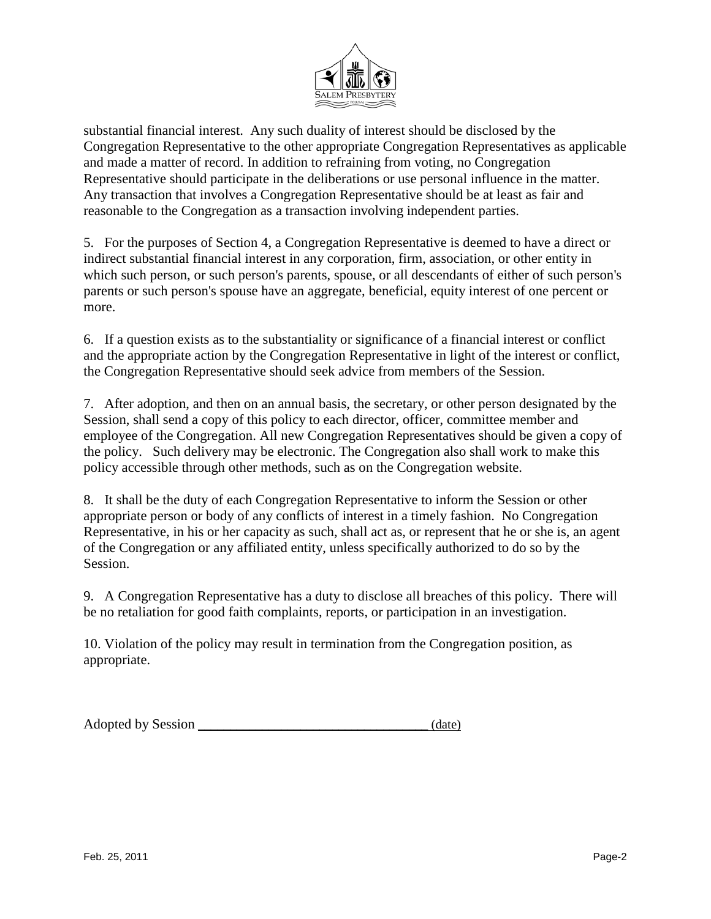substantial financial interest. Any such duality of interest should be disclosed by the Congregation Representative to the other appropriate Congregation Representatives as applicable and made a matter of record. In addition to refraining from voting, no Congregation Representative should participate in the deliberations or use personal influence in the matter. Any transaction that involves a Congregation Representative should be at least as fair and reasonable to the Congregation as a transaction involving independent parties.

5. For the purposes of Section 4, a Congregation Representative is deemed to have a direct or indirect substantial financial interest in any corporation, firm, association, or other entity in which such person, or such person's parents, spouse, or all descendants of either of such person's parents or such person's spouse have an aggregate, beneficial, equity interest of one percent or more.

6. If a question exists as to the substantiality or significance of a financial interest or conflict and the appropriate action by the Congregation Representative in light of the interest or conflict, the Congregation Representative should seek advice from members of the Session.

7. After adoption, and then on an annual basis, the secretary, or other person designated by the Session, shall send a copy of this policy to each director, officer, committee member and employee of the Congregation. All new Congregation Representatives should be given a copy of the policy. Such delivery may be electronic. The Congregation also shall work to make this policy accessible through other methods, such as on the Congregation website.

8. It shall be the duty of each Congregation Representative to inform the Session or other appropriate person or body of any conflicts of interest in a timely fashion. No Congregation Representative, in his or her capacity as such, shall act as, or represent that he or she is, an agent of the Congregation or any affiliated entity, unless specifically authorized to do so by the Session.

9. A Congregation Representative has a duty to disclose all breaches of this policy. There will be no retaliation for good faith complaints, reports, or participation in an investigation.

10. Violation of the policy may result in termination from the Congregation position, as appropriate.

Adopted by Session __________________________________ (date)